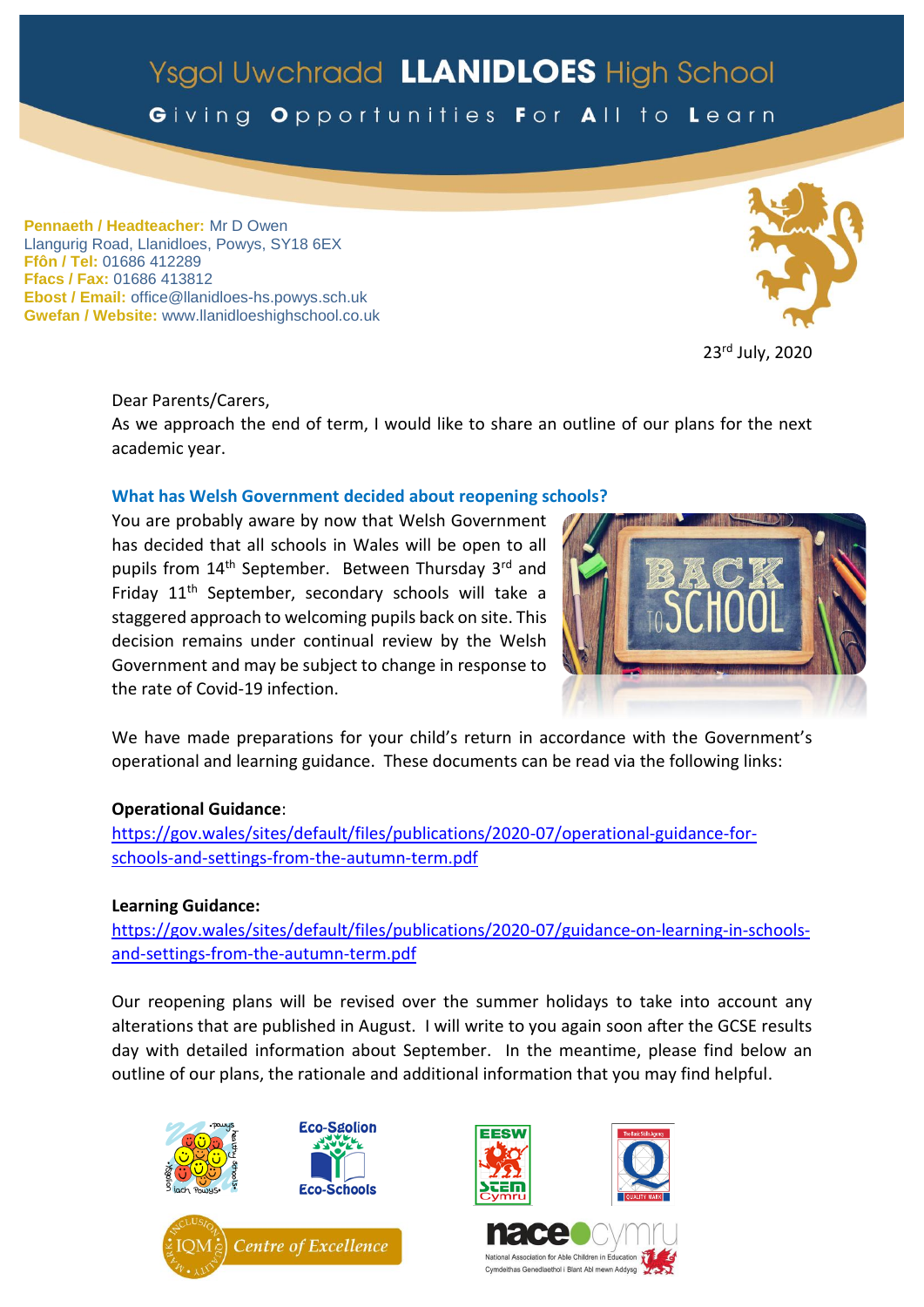# Ysgol Uwchradd LLANIDLOES High School

Giving Opportunities For All to Learn

**Pennaeth / Headteacher:** Mr D Owen
Llangurig Road, Llanidloes, Powys, SY18 6EX
**Ffôn / Tel:** 01686 412289
**Ffacs / Fax:** 01686 413812
**Ebost / Email:** office@llanidloes-hs.powys.sch.uk
**Gwefan / Website:** www.llanidloeshighschool.co.uk

23rd July, 2020

Dear Parents/Carers,

As we approach the end of term, I would like to share an outline of our plans for the next academic year.

## What has Welsh Government decided about reopening schools?

You are probably aware by now that Welsh Government has decided that all schools in Wales will be open to all pupils from 14th September. Between Thursday 3rd and Friday 11th September, secondary schools will take a staggered approach to welcoming pupils back on site. This decision remains under continual review by the Welsh Government and may be subject to change in response to the rate of Covid-19 infection.

We have made preparations for your child's return in accordance with the Government's operational and learning guidance. These documents can be read via the following links:

**Operational Guidance**:
https://gov.wales/sites/default/files/publications/2020-07/operational-guidance-for-schools-and-settings-from-the-autumn-term.pdf

**Learning Guidance:**
https://gov.wales/sites/default/files/publications/2020-07/guidance-on-learning-in-schools-and-settings-from-the-autumn-term.pdf

Our reopening plans will be revised over the summer holidays to take into account any alterations that are published in August. I will write to you again soon after the GCSE results day with detailed information about September. In the meantime, please find below an outline of our plans, the rationale and additional information that you may find helpful.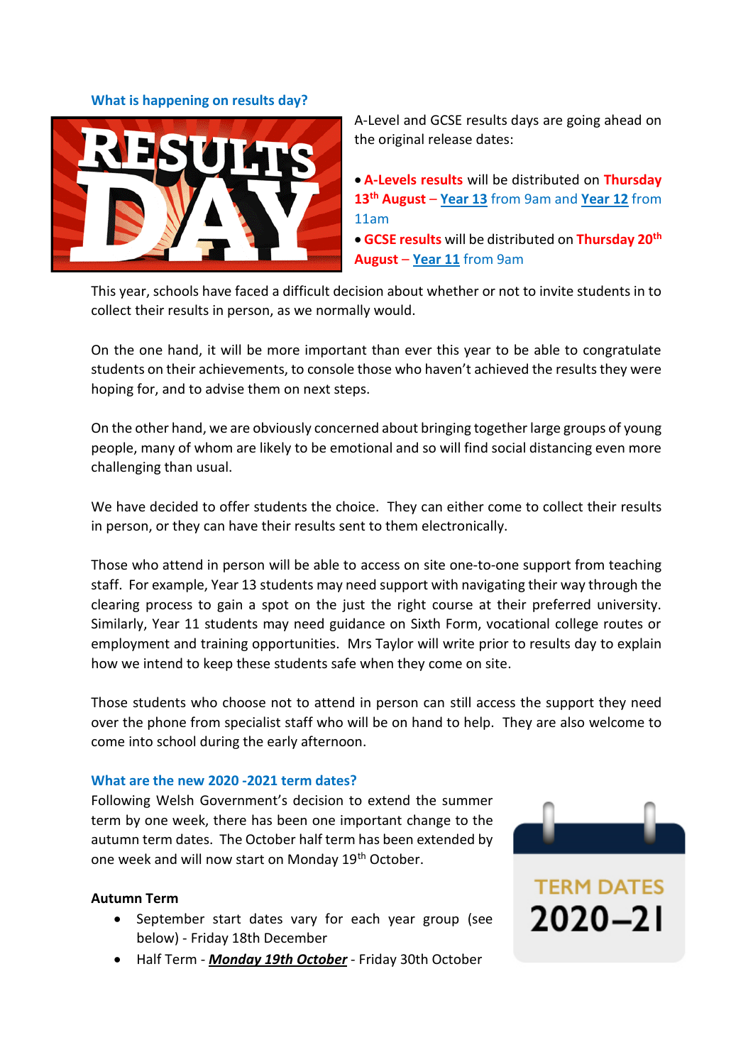### What is happening on results day?

A-Level and GCSE results days are going ahead on the original release dates:

- **A-Levels results** will be distributed on **Thursday 13th August** – **Year 13** from 9am and **Year 12** from 11am
- **GCSE results** will be distributed on **Thursday 20th August** – **Year 11** from 9am

This year, schools have faced a difficult decision about whether or not to invite students in to collect their results in person, as we normally would.

On the one hand, it will be more important than ever this year to be able to congratulate students on their achievements, to console those who haven't achieved the results they were hoping for, and to advise them on next steps.

On the other hand, we are obviously concerned about bringing together large groups of young people, many of whom are likely to be emotional and so will find social distancing even more challenging than usual.

We have decided to offer students the choice. They can either come to collect their results in person, or they can have their results sent to them electronically.

Those who attend in person will be able to access on site one-to-one support from teaching staff. For example, Year 13 students may need support with navigating their way through the clearing process to gain a spot on the just the right course at their preferred university. Similarly, Year 11 students may need guidance on Sixth Form, vocational college routes or employment and training opportunities. Mrs Taylor will write prior to results day to explain how we intend to keep these students safe when they come on site.

Those students who choose not to attend in person can still access the support they need over the phone from specialist staff who will be on hand to help. They are also welcome to come into school during the early afternoon.

### What are the new 2020 -2021 term dates?

Following Welsh Government's decision to extend the summer term by one week, there has been one important change to the autumn term dates. The October half term has been extended by one week and will now start on Monday 19th October.

**Autumn Term**

- September start dates vary for each year group (see below) - Friday 18th December
- Half Term - ***Monday 19th October*** - Friday 30th October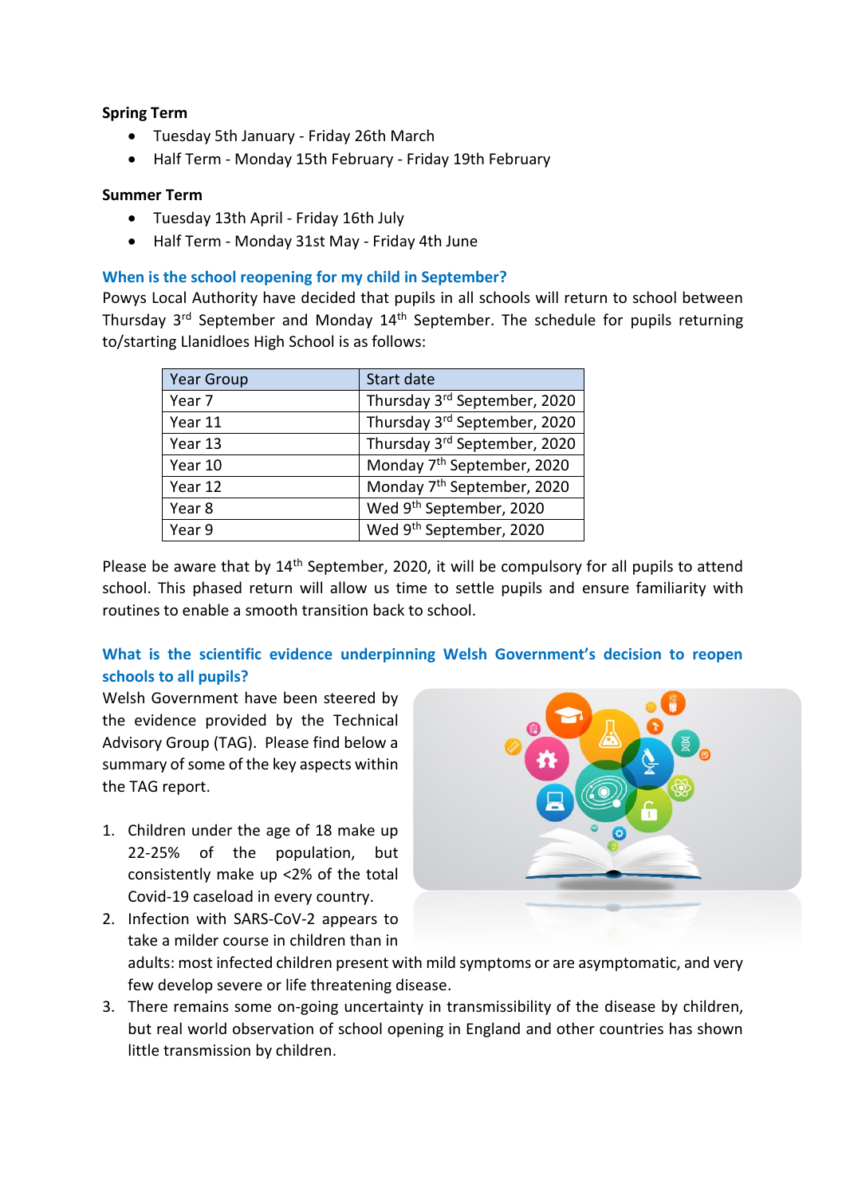**Spring Term**

- Tuesday 5th January - Friday 26th March
- Half Term - Monday 15th February - Friday 19th February

**Summer Term**

- Tuesday 13th April - Friday 16th July
- Half Term - Monday 31st May - Friday 4th June

### When is the school reopening for my child in September?

Powys Local Authority have decided that pupils in all schools will return to school between Thursday 3rd September and Monday 14th September. The schedule for pupils returning to/starting Llanidloes High School is as follows:

| Year Group | Start date |
|---|---|
| Year 7 | Thursday 3rd September, 2020 |
| Year 11 | Thursday 3rd September, 2020 |
| Year 13 | Thursday 3rd September, 2020 |
| Year 10 | Monday 7th September, 2020 |
| Year 12 | Monday 7th September, 2020 |
| Year 8 | Wed 9th September, 2020 |
| Year 9 | Wed 9th September, 2020 |

Please be aware that by 14th September, 2020, it will be compulsory for all pupils to attend school. This phased return will allow us time to settle pupils and ensure familiarity with routines to enable a smooth transition back to school.

### What is the scientific evidence underpinning Welsh Government's decision to reopen schools to all pupils?

Welsh Government have been steered by the evidence provided by the Technical Advisory Group (TAG). Please find below a summary of some of the key aspects within the TAG report.

1. Children under the age of 18 make up 22-25% of the population, but consistently make up <2% of the total Covid-19 caseload in every country.
2. Infection with SARS-CoV-2 appears to take a milder course in children than in adults: most infected children present with mild symptoms or are asymptomatic, and very few develop severe or life threatening disease.
3. There remains some on-going uncertainty in transmissibility of the disease by children, but real world observation of school opening in England and other countries has shown little transmission by children.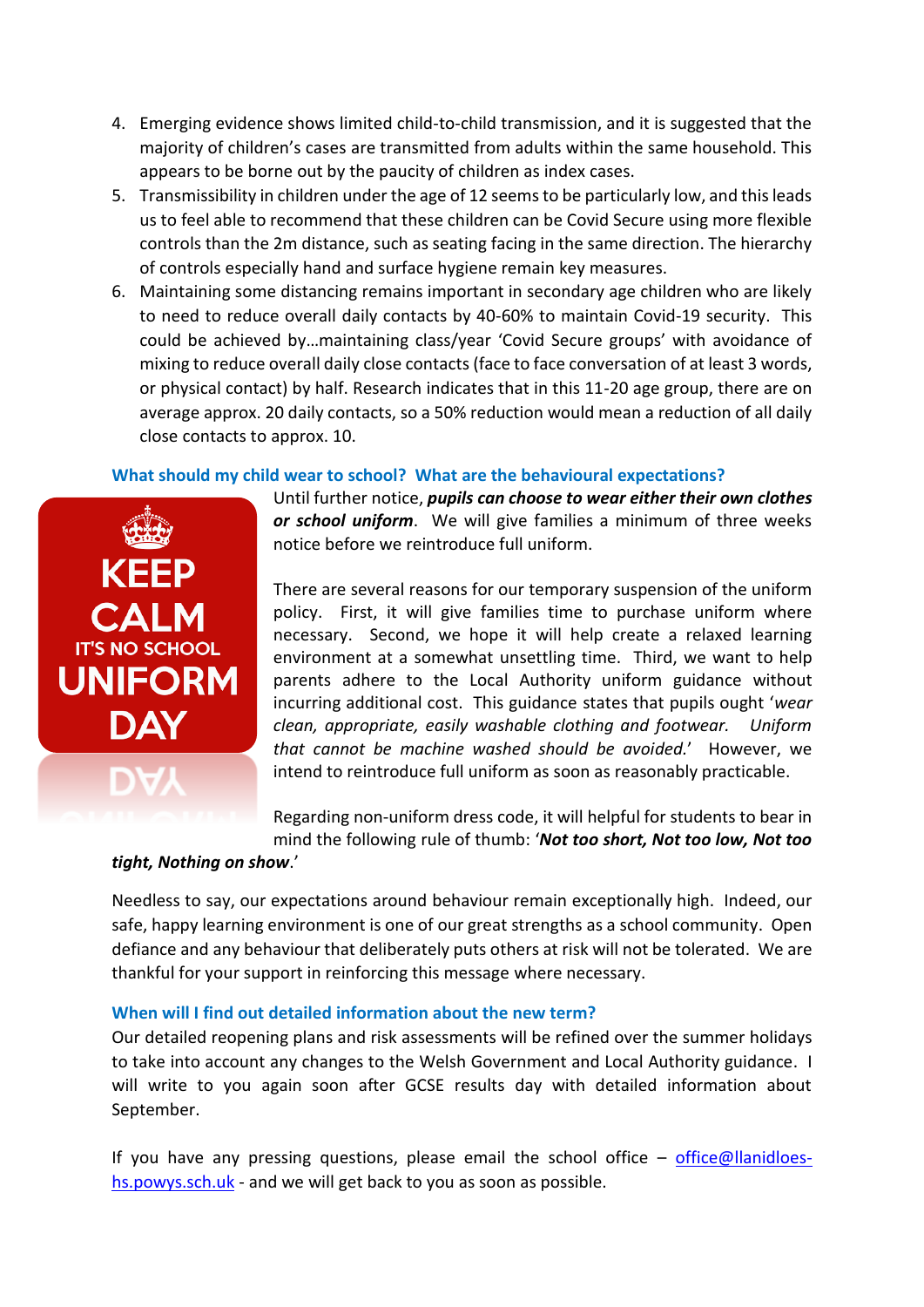4. Emerging evidence shows limited child-to-child transmission, and it is suggested that the majority of children's cases are transmitted from adults within the same household. This appears to be borne out by the paucity of children as index cases.
5. Transmissibility in children under the age of 12 seems to be particularly low, and this leads us to feel able to recommend that these children can be Covid Secure using more flexible controls than the 2m distance, such as seating facing in the same direction. The hierarchy of controls especially hand and surface hygiene remain key measures.
6. Maintaining some distancing remains important in secondary age children who are likely to need to reduce overall daily contacts by 40-60% to maintain Covid-19 security. This could be achieved by…maintaining class/year 'Covid Secure groups' with avoidance of mixing to reduce overall daily close contacts (face to face conversation of at least 3 words, or physical contact) by half. Research indicates that in this 11-20 age group, there are on average approx. 20 daily contacts, so a 50% reduction would mean a reduction of all daily close contacts to approx. 10.

### What should my child wear to school? What are the behavioural expectations?

KEEP CALM IT'S NO SCHOOL UNIFORM DAY

Until further notice, ***pupils can choose to wear either their own clothes or school uniform***. We will give families a minimum of three weeks notice before we reintroduce full uniform.

There are several reasons for our temporary suspension of the uniform policy. First, it will give families time to purchase uniform where necessary. Second, we hope it will help create a relaxed learning environment at a somewhat unsettling time. Third, we want to help parents adhere to the Local Authority uniform guidance without incurring additional cost. This guidance states that pupils ought '*wear clean, appropriate, easily washable clothing and footwear. Uniform that cannot be machine washed should be avoided.*' However, we intend to reintroduce full uniform as soon as reasonably practicable.

Regarding non-uniform dress code, it will helpful for students to bear in mind the following rule of thumb: '***Not too short, Not too low, Not too tight, Nothing on show***.'

Needless to say, our expectations around behaviour remain exceptionally high. Indeed, our safe, happy learning environment is one of our great strengths as a school community. Open defiance and any behaviour that deliberately puts others at risk will not be tolerated. We are thankful for your support in reinforcing this message where necessary.

### When will I find out detailed information about the new term?

Our detailed reopening plans and risk assessments will be refined over the summer holidays to take into account any changes to the Welsh Government and Local Authority guidance. I will write to you again soon after GCSE results day with detailed information about September.

If you have any pressing questions, please email the school office – [office@llanidloes-hs.powys.sch.uk](mailto:office@llanidloes-hs.powys.sch.uk) - and we will get back to you as soon as possible.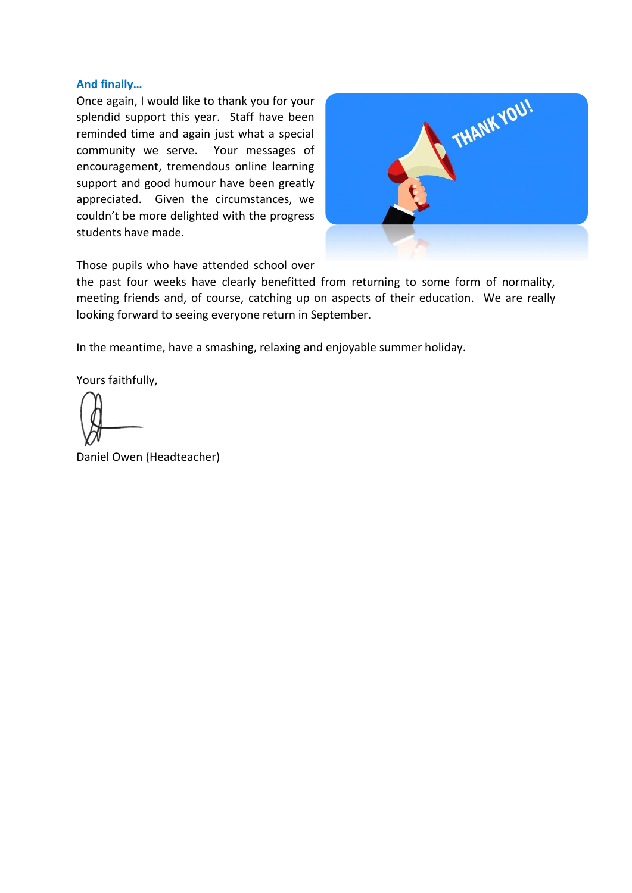### And finally…

Once again, I would like to thank you for your splendid support this year. Staff have been reminded time and again just what a special community we serve. Your messages of encouragement, tremendous online learning support and good humour have been greatly appreciated. Given the circumstances, we couldn't be more delighted with the progress students have made.

Those pupils who have attended school over the past four weeks have clearly benefitted from returning to some form of normality, meeting friends and, of course, catching up on aspects of their education. We are really looking forward to seeing everyone return in September.

In the meantime, have a smashing, relaxing and enjoyable summer holiday.

Yours faithfully,

Daniel Owen (Headteacher)